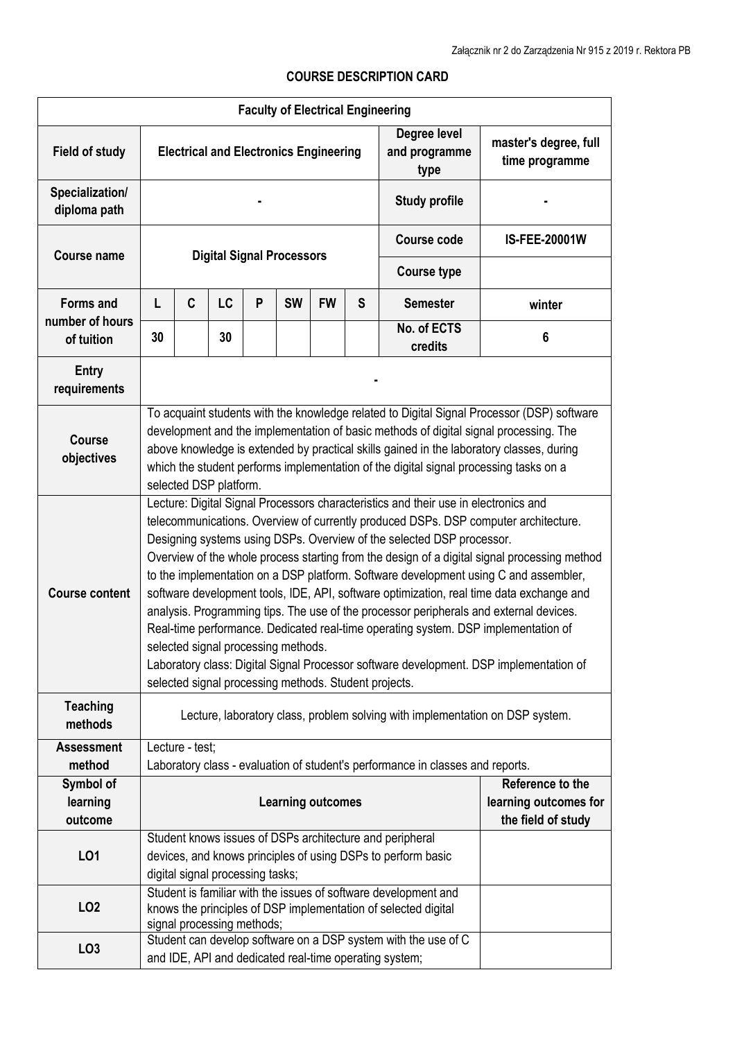Załącznik nr 2 do Zarządzenia Nr 915 z 2019 r. Rektora PB

**COURSE DESCRIPTION CARD**

| Faculty of Electrical Engineering | | | | | | | | | |
|---|---|---|---|---|---|---|---|---|---|
| **Field of study** | **Electrical and Electronics Engineering** | | | | | | | **Degree level and programme type** | **master's degree, full time programme** |
| **Specialization/ diploma path** | - | | | | | | | **Study profile** | - |
| **Course name** | **Digital Signal Processors** | | | | | | | **Course code** | **IS-FEE-20001W** |
| | | | | | | | | **Course type** | |
| **Forms and number of hours of tuition** | **L** | **C** | **LC** | **P** | **SW** | **FW** | **S** | **Semester** | **winter** |
| | **30** | | **30** | | | | | **No. of ECTS credits** | **6** |
| **Entry requirements** | - | | | | | | | | |
| **Course objectives** | To acquaint students with the knowledge related to Digital Signal Processor (DSP) software development and the implementation of basic methods of digital signal processing. The above knowledge is extended by practical skills gained in the laboratory classes, during which the student performs implementation of the digital signal processing tasks on a selected DSP platform. | | | | | | | | |
| **Course content** | Lecture: Digital Signal Processors characteristics and their use in electronics and telecommunications. Overview of currently produced DSPs. DSP computer architecture. Designing systems using DSPs. Overview of the selected DSP processor. Overview of the whole process starting from the design of a digital signal processing method to the implementation on a DSP platform. Software development using C and assembler, software development tools, IDE, API, software optimization, real time data exchange and analysis. Programming tips. The use of the processor peripherals and external devices. Real-time performance. Dedicated real-time operating system. DSP implementation of selected signal processing methods. Laboratory class: Digital Signal Processor software development. DSP implementation of selected signal processing methods. Student projects. | | | | | | | | |
| **Teaching methods** | Lecture, laboratory class, problem solving with implementation on DSP system. | | | | | | | | |
| **Assessment method** | Lecture - test; Laboratory class - evaluation of student's performance in classes and reports. | | | | | | | | |
| **Symbol of learning outcome** | **Learning outcomes** | | | | | | | | **Reference to the learning outcomes for the field of study** |
| **LO1** | Student knows issues of DSPs architecture and peripheral devices, and knows principles of using DSPs to perform basic digital signal processing tasks; | | | | | | | | |
| **LO2** | Student is familiar with the issues of software development and knows the principles of DSP implementation of selected digital signal processing methods; | | | | | | | | |
| **LO3** | Student can develop software on a DSP system with the use of C and IDE, API and dedicated real-time operating system; | | | | | | | | |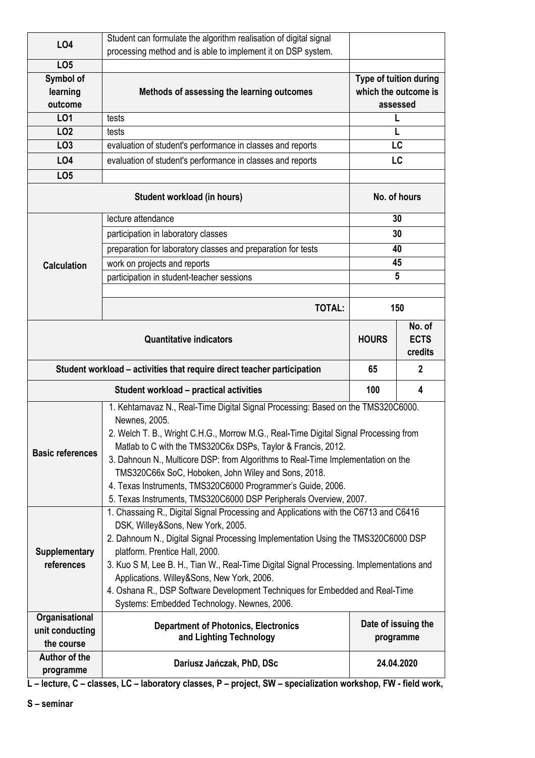| | | |
|---|---|---|
| **LO4** | Student can formulate the algorithm realisation of digital signal processing method and is able to implement it on DSP system. | |
| **LO5** | | |
| **Symbol of learning outcome** | **Methods of assessing the learning outcomes** | **Type of tuition during which the outcome is assessed** |
| **LO1** | tests | **L** |
| **LO2** | tests | **L** |
| **LO3** | evaluation of student's performance in classes and reports | **LC** |
| **LO4** | evaluation of student's performance in classes and reports | **LC** |
| **LO5** | | |

| **Student workload (in hours)** | | **No. of hours** |
|---|---|---|
| **Calculation** | lecture attendance | **30** |
| | participation in laboratory classes | **30** |
| | preparation for laboratory classes and preparation for tests | **40** |
| | work on projects and reports | **45** |
| | participation in student-teacher sessions | **5** |
| | | |
| | **TOTAL:** | **150** |

| **Quantitative indicators** | **HOURS** | **No. of ECTS credits** |
|---|---|---|
| **Student workload – activities that require direct teacher participation** | **65** | **2** |
| **Student workload – practical activities** | **100** | **4** |

| | |
|---|---|
| **Basic references** | 1. Kehtarnavaz N., Real-Time Digital Signal Processing: Based on the TMS320C6000. Newnes, 2005.<br>2. Welch T. B., Wright C.H.G., Morrow M.G., Real-Time Digital Signal Processing from Matlab to C with the TMS320C6x DSPs, Taylor & Francis, 2012.<br>3. Dahnoun N., Multicore DSP: from Algorithms to Real-Time Implementation on the TMS320C66x SoC, Hoboken, John Wiley and Sons, 2018.<br>4. Texas Instruments, TMS320C6000 Programmer's Guide, 2006.<br>5. Texas Instruments, TMS320C6000 DSP Peripherals Overview, 2007. |
| **Supplementary references** | 1. Chassaing R., Digital Signal Processing and Applications with the C6713 and C6416 DSK, Willey&Sons, New York, 2005.<br>2. Dahnoum N., Digital Signal Processing Implementation Using the TMS320C6000 DSP platform. Prentice Hall, 2000.<br>3. Kuo S M, Lee B. H., Tian W., Real-Time Digital Signal Processing. Implementations and Applications. Willey&Sons, New York, 2006.<br>4. Oshana R., DSP Software Development Techniques for Embedded and Real-Time Systems: Embedded Technology. Newnes, 2006. |

| | | |
|---|---|---|
| **Organisational unit conducting the course** | **Department of Photonics, Electronics and Lighting Technology** | **Date of issuing the programme** |
| **Author of the programme** | **Dariusz Jańczak, PhD, DSc** | **24.04.2020** |

**L – lecture, C – classes, LC – laboratory classes, P – project, SW – specialization workshop, FW - field work, S – seminar**